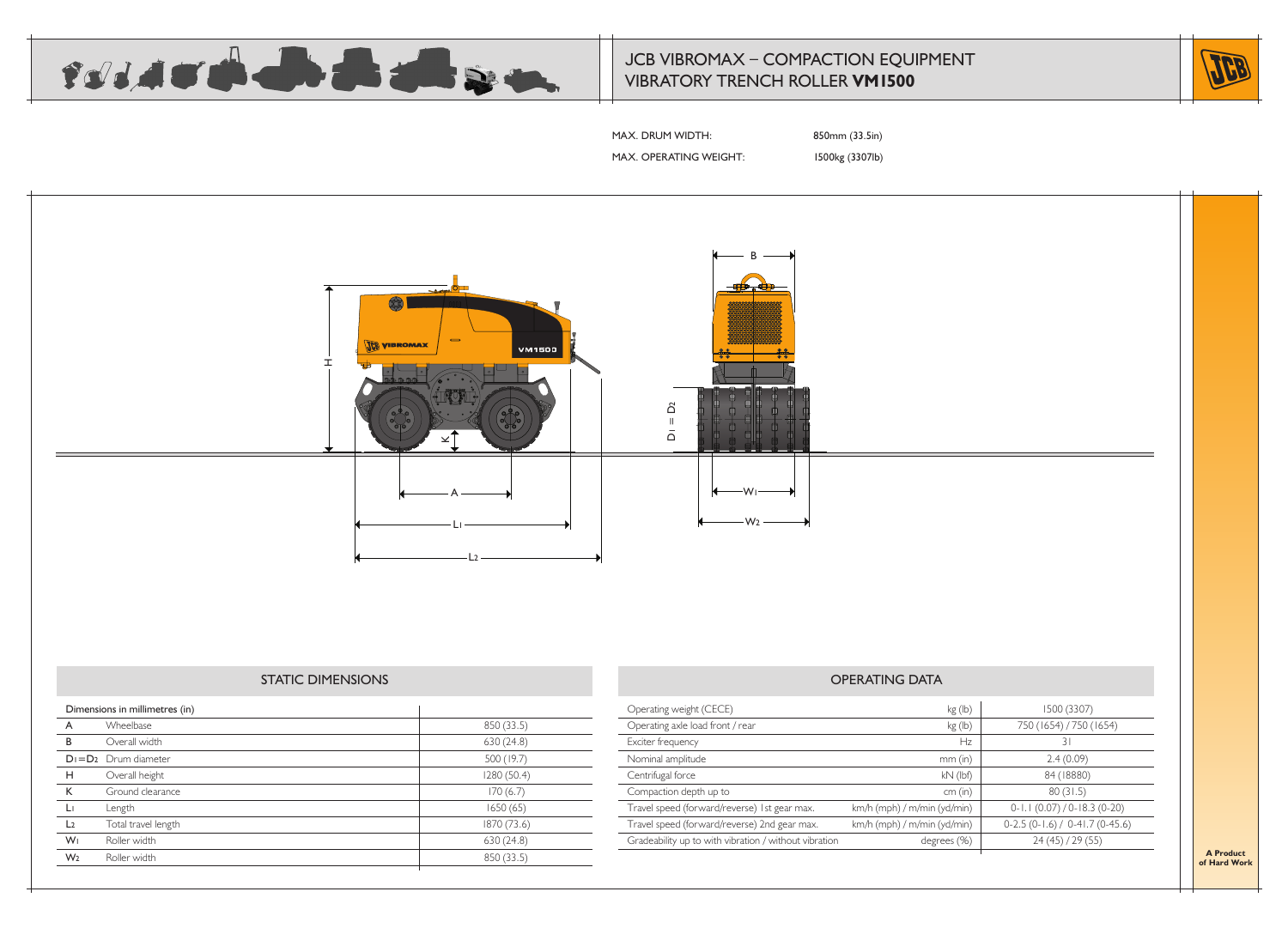# JCB VIBROMAX – COMPACTION EQUIPMENT
## VIBRATORY TRENCH ROLLER **VM1500**

MAX. DRUM WIDTH: 850mm (33.5in)

MAX. OPERATING WEIGHT: 1500kg (3307lb)

## STATIC DIMENSIONS

| Dimensions in millimetres (in) | | |
|---|---|---|
| A | Wheelbase | 850 (33.5) |
| B | Overall width | 630 (24.8) |
| $D_1 = D_2$ | Drum diameter | 500 (19.7) |
| H | Overall height | 1280 (50.4) |
| K | Ground clearance | 170 (6.7) |
| $L_1$ | Length | 1650 (65) |
| $L_2$ | Total travel length | 1870 (73.6) |
| $W_1$ | Roller width | 630 (24.8) |
| $W_2$ | Roller width | 850 (33.5) |

## OPERATING DATA

| | | |
|---|---|---|
| Operating weight (CECE) | kg (lb) | 1500 (3307) |
| Operating axle load front / rear | kg (lb) | 750 (1654) / 750 (1654) |
| Exciter frequency | Hz | 31 |
| Nominal amplitude | mm (in) | 2.4 (0.09) |
| Centrifugal force | kN (lbf) | 84 (18880) |
| Compaction depth up to | cm (in) | 80 (31.5) |
| Travel speed (forward/reverse) 1st gear max. | km/h (mph) / m/min (yd/min) | 0-1.1 (0.07) / 0-18.3 (0-20) |
| Travel speed (forward/reverse) 2nd gear max. | km/h (mph) / m/min (yd/min) | 0-2.5 (0-1.6) / 0-41.7 (0-45.6) |
| Gradeability up to with vibration / without vibration | degrees (%) | 24 (45) / 29 (55) |

A Product of Hard Work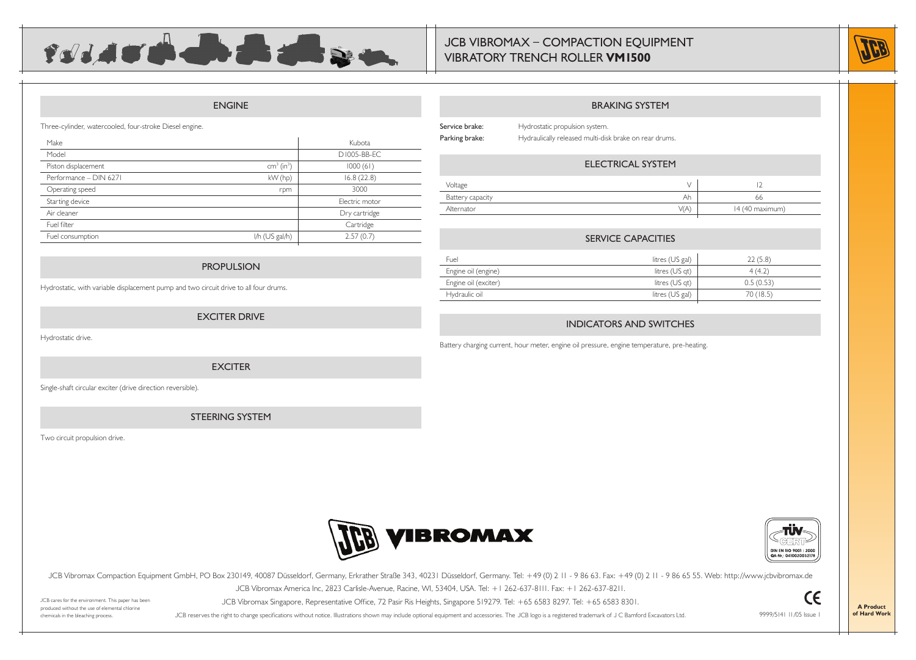# JCB VIBROMAX – COMPACTION EQUIPMENT
# VIBRATORY TRENCH ROLLER **VM1500**

## ENGINE

Three-cylinder, watercooled, four-stroke Diesel engine.

| | | |
|---|---|---|
| Make | | Kubota |
| Model | | D1005-BB-EC |
| Piston displacement | $cm^3$ ($in^3$) | 1000 (61) |
| Performance – DIN 6271 | kW (hp) | 16.8 (22.8) |
| Operating speed | rpm | 3000 |
| Starting device | | Electric motor |
| Air cleaner | | Dry cartridge |
| Fuel filter | | Cartridge |
| Fuel consumption | l/h (US gal/h) | 2.57 (0.7) |

## PROPULSION

Hydrostatic, with variable displacement pump and two circuit drive to all four drums.

## EXCITER DRIVE

Hydrostatic drive.

## EXCITER

Single-shaft circular exciter (drive direction reversible).

## STEERING SYSTEM

Two circuit propulsion drive.

## BRAKING SYSTEM

**Service brake:** Hydrostatic propulsion system.

**Parking brake:** Hydraulically released multi-disk brake on rear drums.

## ELECTRICAL SYSTEM

| | | |
|---|---|---|
| Voltage | V | 12 |
| Battery capacity | Ah | 66 |
| Alternator | V(A) | 14 (40 maximum) |

## SERVICE CAPACITIES

| | | |
|---|---|---|
| Fuel | litres (US gal) | 22 (5.8) |
| Engine oil (engine) | litres (US qt) | 4 (4.2) |
| Engine oil (exciter) | litres (US qt) | 0.5 (0.53) |
| Hydraulic oil | litres (US gal) | 70 (18.5) |

## INDICATORS AND SWITCHES

Battery charging current, hour meter, engine oil pressure, engine temperature, pre-heating.

JCB VIBROMAX

DIN EN ISO 9001 : 2000
QA-Nr.: 0410020032178

JCB Vibromax Compaction Equipment GmbH, PO Box 230149, 40087 Düsseldorf, Germany, Erkrather Straße 343, 40231 Düsseldorf, Germany. Tel: +49 (0) 2 11 - 9 86 63. Fax: +49 (0) 2 11 - 9 86 65 55. Web: http://www.jcbvibromax.de

JCB Vibromax America Inc, 2823 Carlisle-Avenue, Racine, WI, 53404, USA. Tel: +1 262-637-8111. Fax: +1 262-637-8211.

JCB Vibromax Singapore, Representative Office, 72 Pasir Ris Heights, Singapore 519279. Tel: +65 6583 8297. Tel: +65 6583 8301.

JCB reserves the right to change specifications without notice. Illustrations shown may include optional equipment and accessories. The JCB logo is a registered trademark of J C Bamford Excavators Ltd.

JCB cares for the environment. This paper has been produced without the use of elemental chlorine chemicals in the bleaching process.

9999/5141 11/05 Issue 1

**A Product of Hard Work**